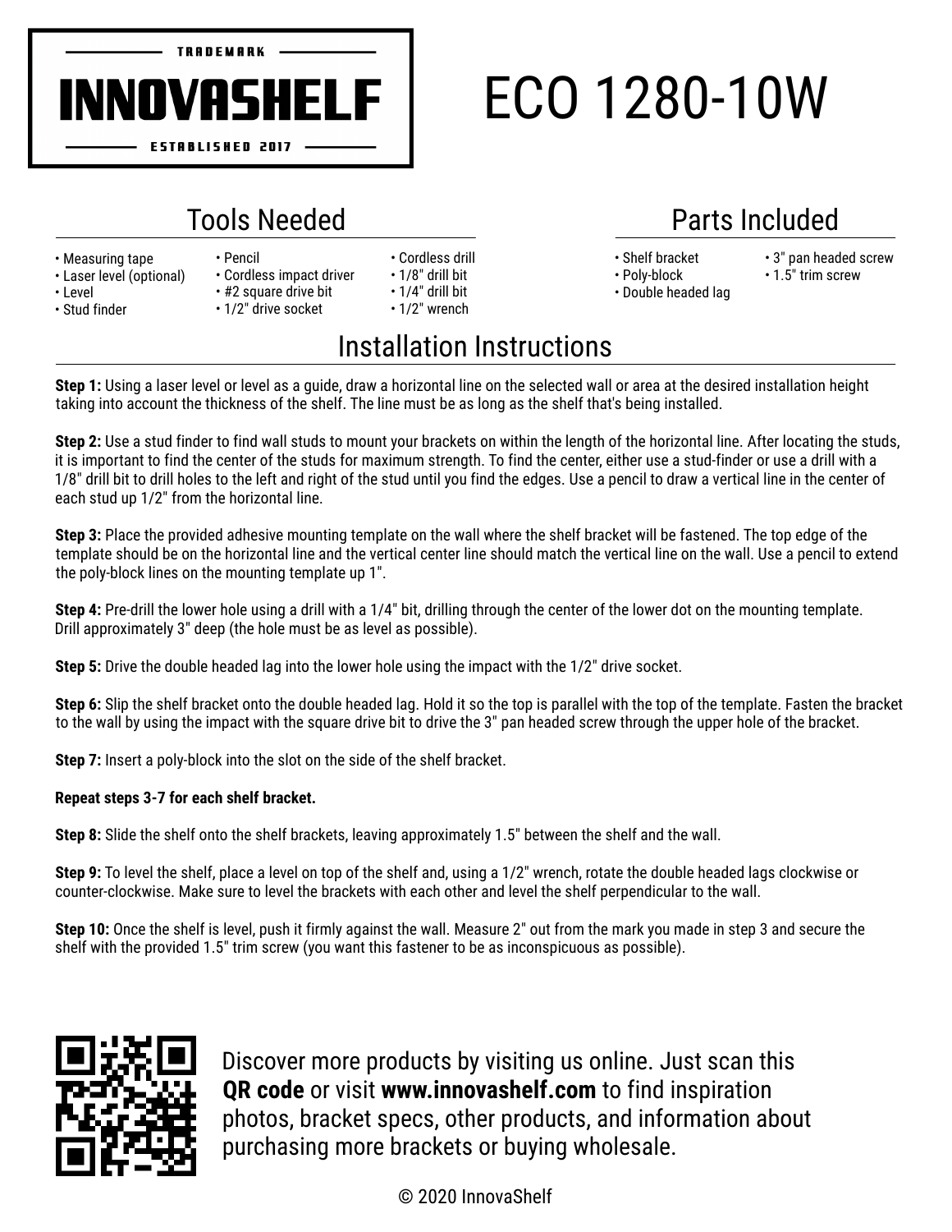TRADEMARK

**INNOVASHELF**

ESTABLISHED 2017

# ECO 1280-10W

## Tools Needed

- Measuring tape
- Laser level (optional)
- Level
- Stud finder
- Pencil
- Cordless impact driver
- #2 square drive bit
- 1/2" drive socket
- Cordless drill
- 1/8" drill bit
- 1/4" drill bit
- 1/2" wrench

## Parts Included

- Shelf bracket
- Poly-block
- Double headed lag
- 3" pan headed screw
- 1.5" trim screw

## Installation Instructions

**Step 1:** Using a laser level or level as a guide, draw a horizontal line on the selected wall or area at the desired installation height taking into account the thickness of the shelf. The line must be as long as the shelf that's being installed.

**Step 2:** Use a stud finder to find wall studs to mount your brackets on within the length of the horizontal line. After locating the studs, it is important to find the center of the studs for maximum strength. To find the center, either use a stud-finder or use a drill with a 1/8" drill bit to drill holes to the left and right of the stud until you find the edges. Use a pencil to draw a vertical line in the center of each stud up 1/2" from the horizontal line.

**Step 3:** Place the provided adhesive mounting template on the wall where the shelf bracket will be fastened. The top edge of the template should be on the horizontal line and the vertical center line should match the vertical line on the wall. Use a pencil to extend the poly-block lines on the mounting template up 1".

**Step 4:** Pre-drill the lower hole using a drill with a 1/4" bit, drilling through the center of the lower dot on the mounting template. Drill approximately 3" deep (the hole must be as level as possible).

**Step 5:** Drive the double headed lag into the lower hole using the impact with the 1/2" drive socket.

**Step 6:** Slip the shelf bracket onto the double headed lag. Hold it so the top is parallel with the top of the template. Fasten the bracket to the wall by using the impact with the square drive bit to drive the 3" pan headed screw through the upper hole of the bracket.

**Step 7:** Insert a poly-block into the slot on the side of the shelf bracket.

**Repeat steps 3-7 for each shelf bracket.**

**Step 8:** Slide the shelf onto the shelf brackets, leaving approximately 1.5" between the shelf and the wall.

**Step 9:** To level the shelf, place a level on top of the shelf and, using a 1/2" wrench, rotate the double headed lags clockwise or counter-clockwise. Make sure to level the brackets with each other and level the shelf perpendicular to the wall.

**Step 10:** Once the shelf is level, push it firmly against the wall. Measure 2" out from the mark you made in step 3 and secure the shelf with the provided 1.5" trim screw (you want this fastener to be as inconspicuous as possible).

Discover more products by visiting us online. Just scan this **QR code** or visit **www.innovashelf.com** to find inspiration photos, bracket specs, other products, and information about purchasing more brackets or buying wholesale.

© 2020 InnovaShelf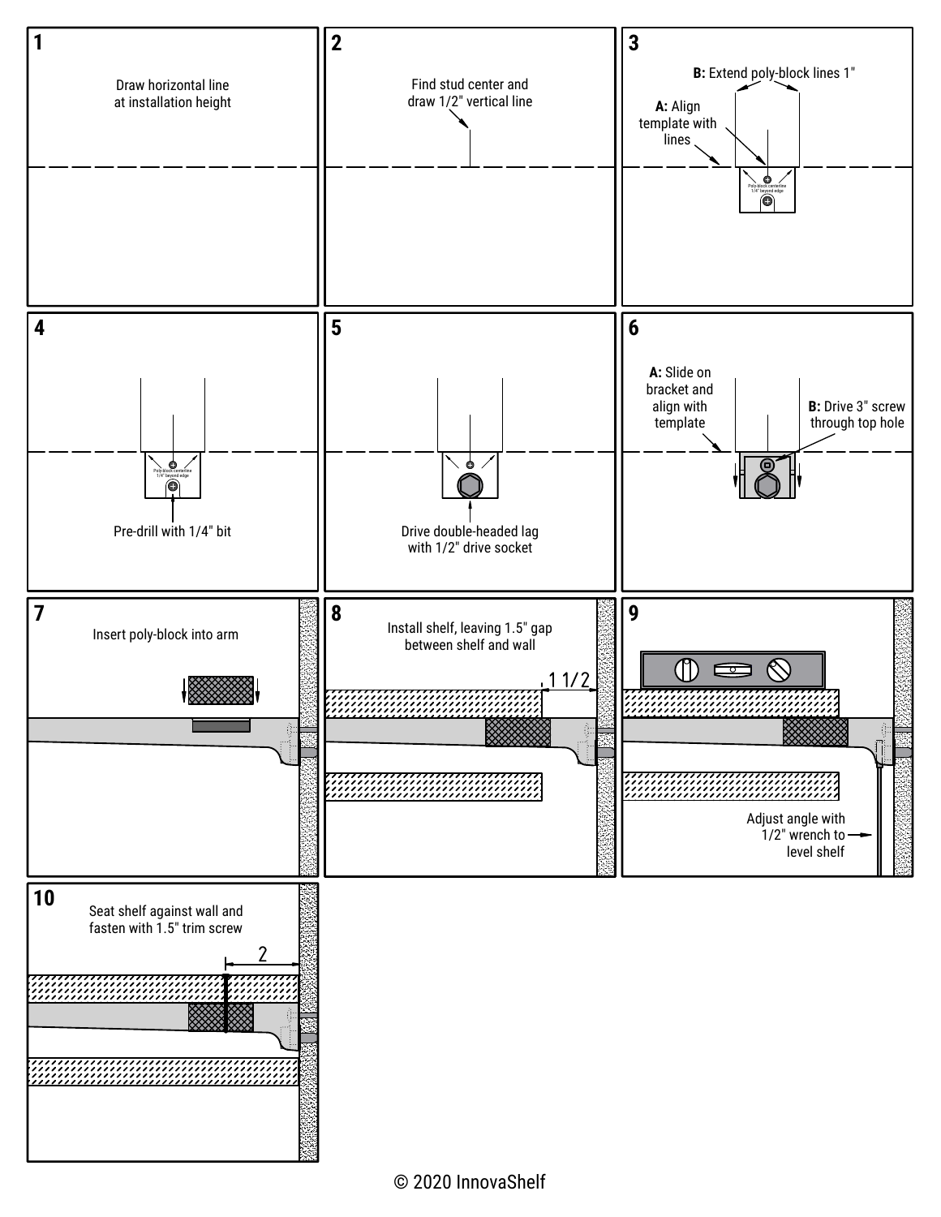**1**

Draw horizontal line at installation height

**2**

Find stud center and draw 1/2" vertical line

**3**

**B:** Extend poly-block lines 1"

**A:** Align template with lines

Poly-block centerline
1/4" beyond edge

**4**

Poly-block centerline
1/4" beyond edge

Pre-drill with 1/4" bit

**5**

Drive double-headed lag with 1/2" drive socket

**6**

**A:** Slide on bracket and align with template

**B:** Drive 3" screw through top hole

**7**

Insert poly-block into arm

**8**

Install shelf, leaving 1.5" gap between shelf and wall

1 1/2

**9**

Adjust angle with 1/2" wrench to level shelf

**10**

Seat shelf against wall and fasten with 1.5" trim screw

2

© 2020 InnovaShelf